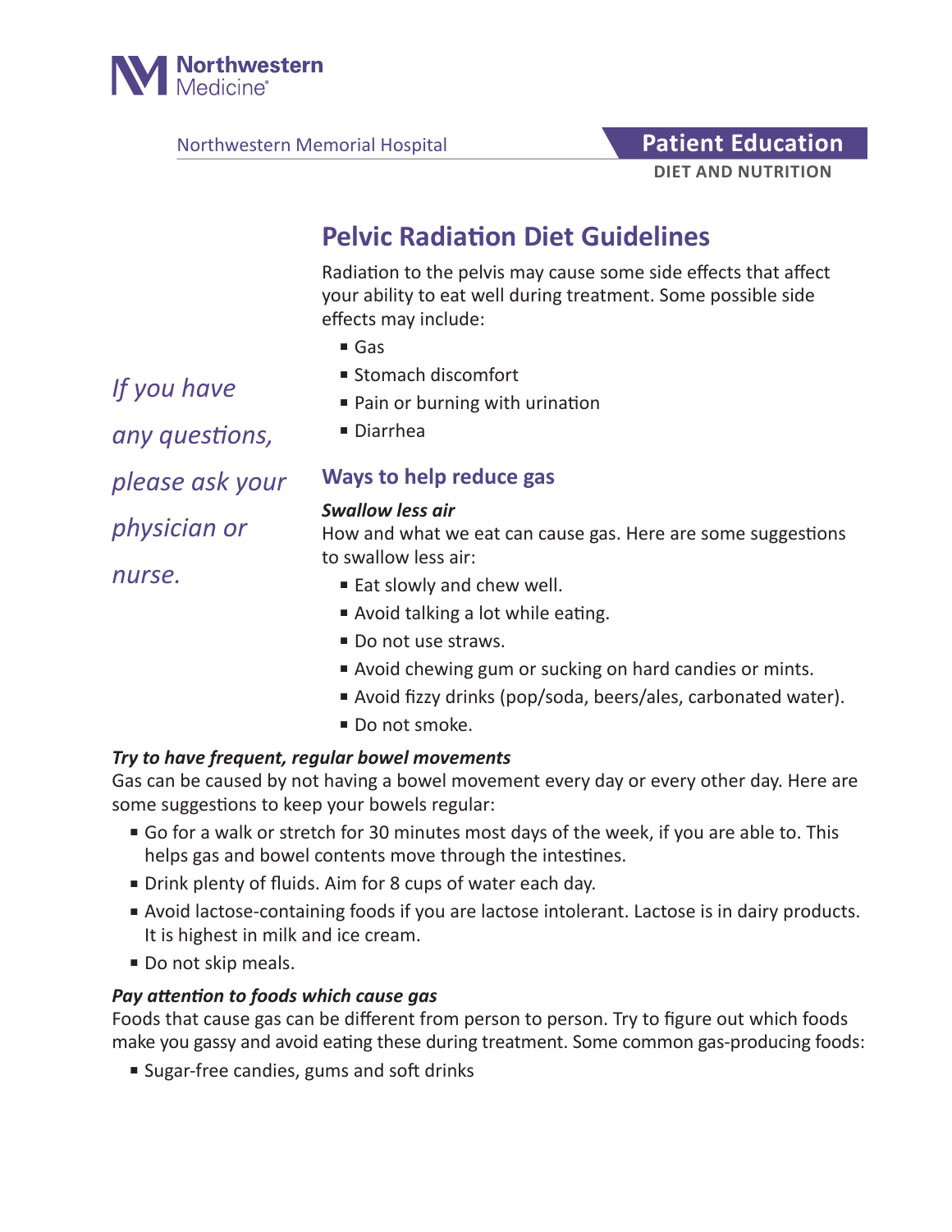Northwestern Medicine

Northwestern Memorial Hospital

**Patient Education**

**DIET AND NUTRITION**

# Pelvic Radiation Diet Guidelines

*If you have any questions, please ask your physician or nurse.*

Radiation to the pelvis may cause some side effects that affect your ability to eat well during treatment. Some possible side effects may include:

- Gas
- Stomach discomfort
- Pain or burning with urination
- Diarrhea

## Ways to help reduce gas

***Swallow less air***

How and what we eat can cause gas. Here are some suggestions to swallow less air:

- Eat slowly and chew well.
- Avoid talking a lot while eating.
- Do not use straws.
- Avoid chewing gum or sucking on hard candies or mints.
- Avoid fizzy drinks (pop/soda, beers/ales, carbonated water).
- Do not smoke.

***Try to have frequent, regular bowel movements***

Gas can be caused by not having a bowel movement every day or every other day. Here are some suggestions to keep your bowels regular:

- Go for a walk or stretch for 30 minutes most days of the week, if you are able to. This helps gas and bowel contents move through the intestines.
- Drink plenty of fluids. Aim for 8 cups of water each day.
- Avoid lactose-containing foods if you are lactose intolerant. Lactose is in dairy products. It is highest in milk and ice cream.
- Do not skip meals.

***Pay attention to foods which cause gas***

Foods that cause gas can be different from person to person. Try to figure out which foods make you gassy and avoid eating these during treatment. Some common gas-producing foods:

- Sugar-free candies, gums and soft drinks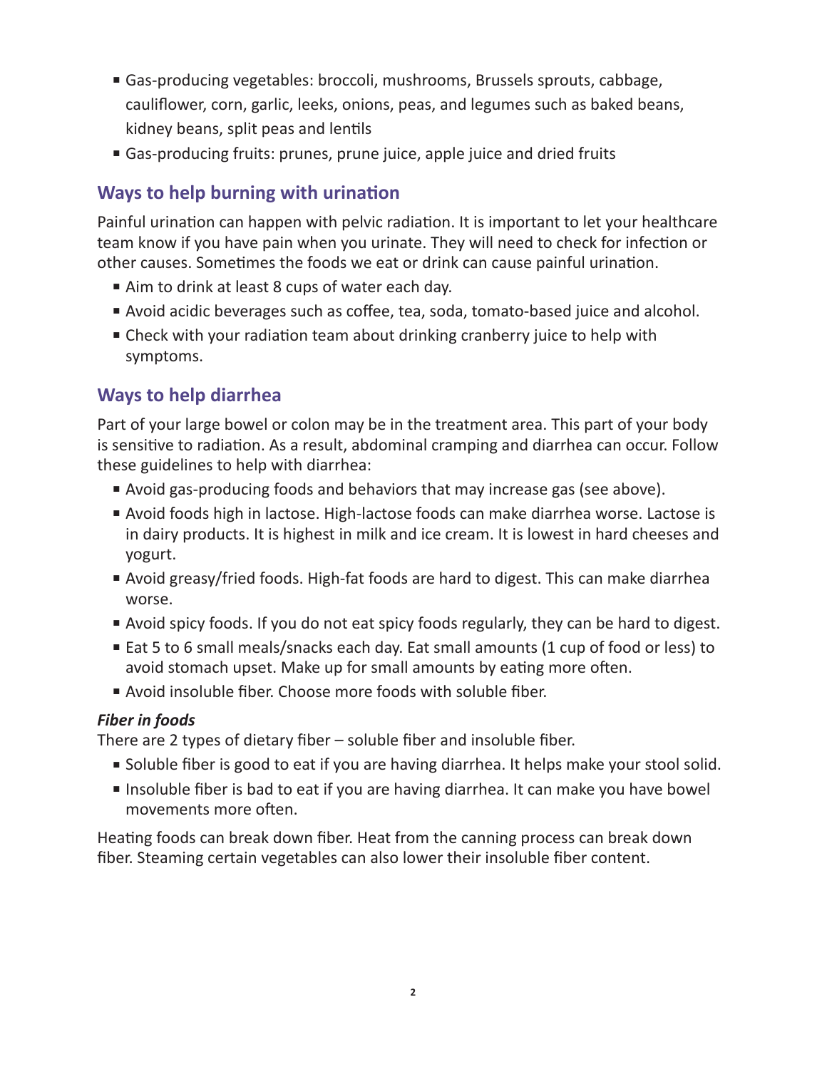- Gas-producing vegetables: broccoli, mushrooms, Brussels sprouts, cabbage, cauliflower, corn, garlic, leeks, onions, peas, and legumes such as baked beans, kidney beans, split peas and lentils
- Gas-producing fruits: prunes, prune juice, apple juice and dried fruits

## Ways to help burning with urination

Painful urination can happen with pelvic radiation. It is important to let your healthcare team know if you have pain when you urinate. They will need to check for infection or other causes. Sometimes the foods we eat or drink can cause painful urination.

- Aim to drink at least 8 cups of water each day.
- Avoid acidic beverages such as coffee, tea, soda, tomato-based juice and alcohol.
- Check with your radiation team about drinking cranberry juice to help with symptoms.

## Ways to help diarrhea

Part of your large bowel or colon may be in the treatment area. This part of your body is sensitive to radiation. As a result, abdominal cramping and diarrhea can occur. Follow these guidelines to help with diarrhea:

- Avoid gas-producing foods and behaviors that may increase gas (see above).
- Avoid foods high in lactose. High-lactose foods can make diarrhea worse. Lactose is in dairy products. It is highest in milk and ice cream. It is lowest in hard cheeses and yogurt.
- Avoid greasy/fried foods. High-fat foods are hard to digest. This can make diarrhea worse.
- Avoid spicy foods. If you do not eat spicy foods regularly, they can be hard to digest.
- Eat 5 to 6 small meals/snacks each day. Eat small amounts (1 cup of food or less) to avoid stomach upset. Make up for small amounts by eating more often.
- Avoid insoluble fiber. Choose more foods with soluble fiber.

### *Fiber in foods*

There are 2 types of dietary fiber – soluble fiber and insoluble fiber.

- Soluble fiber is good to eat if you are having diarrhea. It helps make your stool solid.
- Insoluble fiber is bad to eat if you are having diarrhea. It can make you have bowel movements more often.

Heating foods can break down fiber. Heat from the canning process can break down fiber. Steaming certain vegetables can also lower their insoluble fiber content.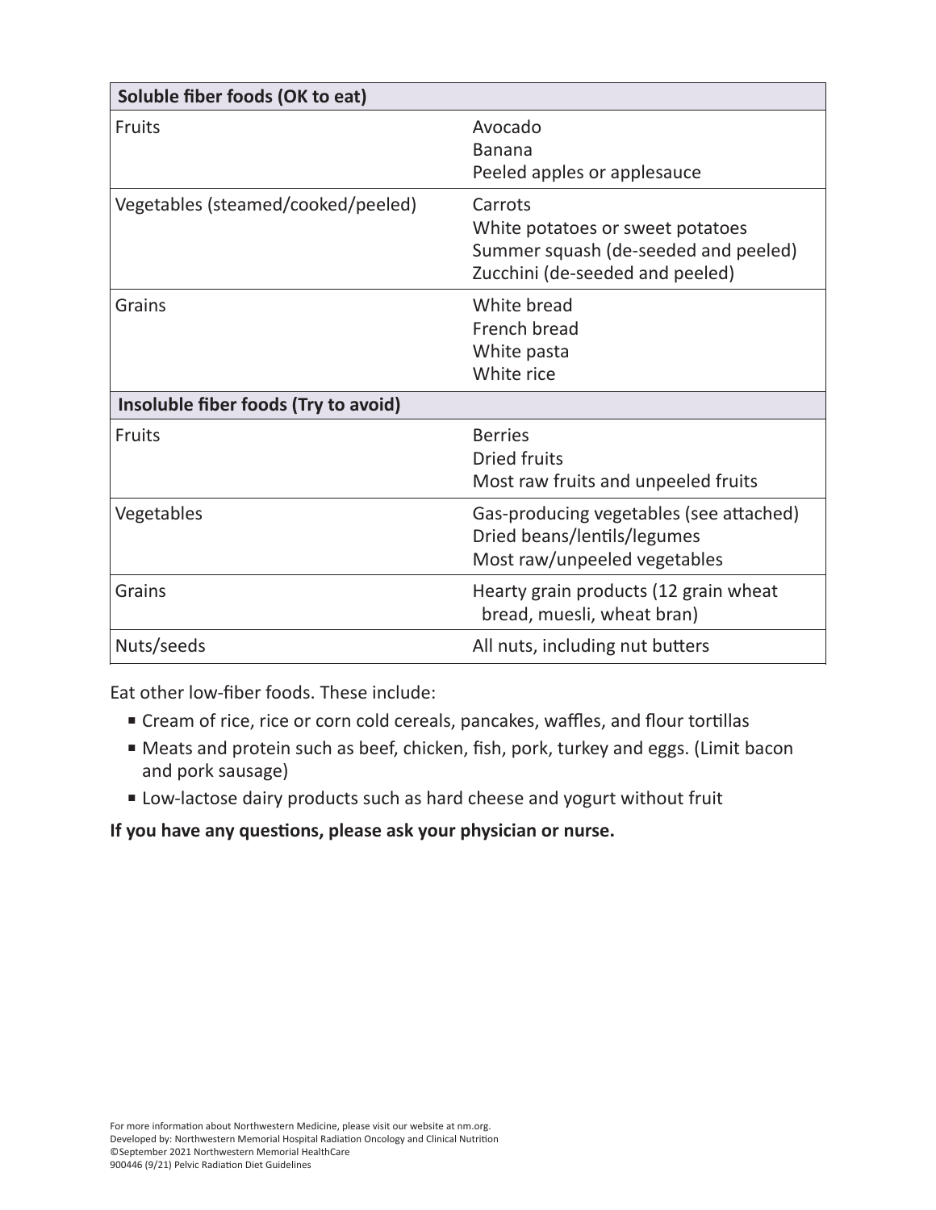| Soluble fiber foods (OK to eat) | |
|---|---|
| Fruits | Avocado<br>Banana<br>Peeled apples or applesauce |
| Vegetables (steamed/cooked/peeled) | Carrots<br>White potatoes or sweet potatoes<br>Summer squash (de-seeded and peeled)<br>Zucchini (de-seeded and peeled) |
| Grains | White bread<br>French bread<br>White pasta<br>White rice |
| **Insoluble fiber foods (Try to avoid)** | |
| Fruits | Berries<br>Dried fruits<br>Most raw fruits and unpeeled fruits |
| Vegetables | Gas-producing vegetables (see attached)<br>Dried beans/lentils/legumes<br>Most raw/unpeeled vegetables |
| Grains | Hearty grain products (12 grain wheat bread, muesli, wheat bran) |
| Nuts/seeds | All nuts, including nut butters |

Eat other low-fiber foods. These include:

- Cream of rice, rice or corn cold cereals, pancakes, waffles, and flour tortillas
- Meats and protein such as beef, chicken, fish, pork, turkey and eggs. (Limit bacon and pork sausage)
- Low-lactose dairy products such as hard cheese and yogurt without fruit

**If you have any questions, please ask your physician or nurse.**

For more information about Northwestern Medicine, please visit our website at nm.org.
Developed by: Northwestern Memorial Hospital Radiation Oncology and Clinical Nutrition
©September 2021 Northwestern Memorial HealthCare
900446 (9/21) Pelvic Radiation Diet Guidelines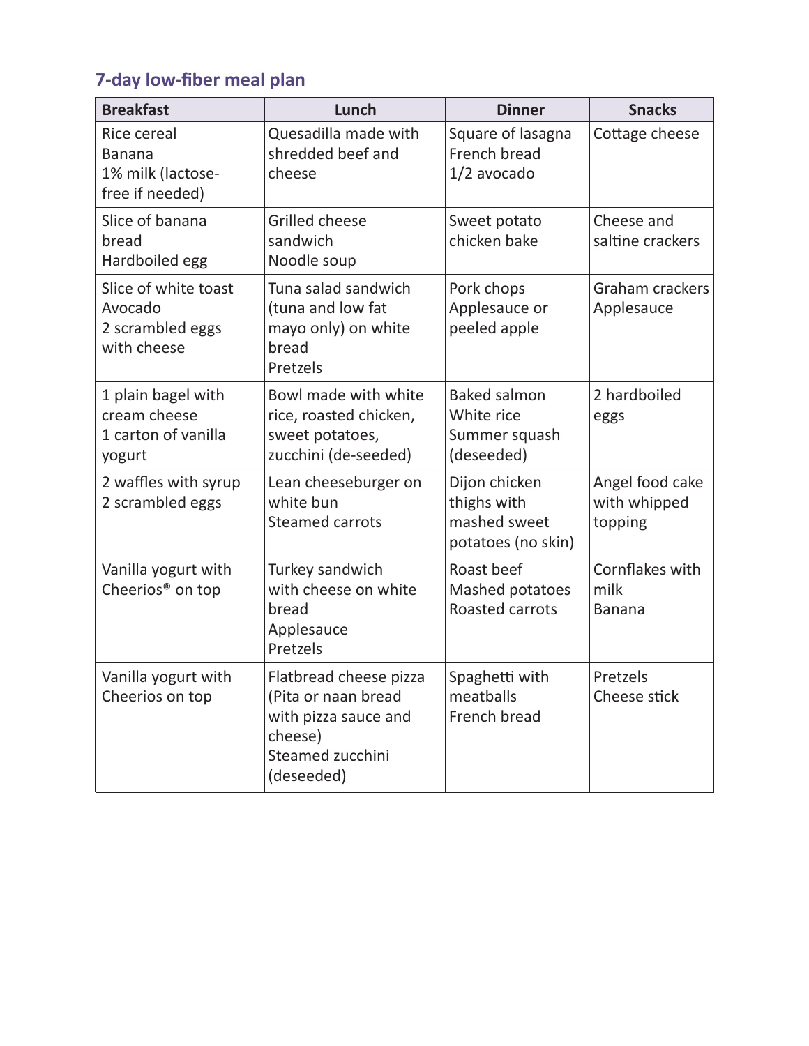## 7-day low-fiber meal plan

| Breakfast | Lunch | Dinner | Snacks |
|---|---|---|---|
| Rice cereal<br>Banana<br>1% milk (lactose-free if needed) | Quesadilla made with shredded beef and cheese | Square of lasagna<br>French bread<br>1/2 avocado | Cottage cheese |
| Slice of banana bread<br>Hardboiled egg | Grilled cheese sandwich<br>Noodle soup | Sweet potato chicken bake | Cheese and saltine crackers |
| Slice of white toast<br>Avocado<br>2 scrambled eggs with cheese | Tuna salad sandwich (tuna and low fat mayo only) on white bread<br>Pretzels | Pork chops<br>Applesauce or peeled apple | Graham crackers<br>Applesauce |
| 1 plain bagel with cream cheese<br>1 carton of vanilla yogurt | Bowl made with white rice, roasted chicken, sweet potatoes, zucchini (de-seeded) | Baked salmon<br>White rice<br>Summer squash (deseeded) | 2 hardboiled eggs |
| 2 waffles with syrup<br>2 scrambled eggs | Lean cheeseburger on white bun<br>Steamed carrots | Dijon chicken thighs with mashed sweet potatoes (no skin) | Angel food cake with whipped topping |
| Vanilla yogurt with Cheerios® on top | Turkey sandwich with cheese on white bread<br>Applesauce<br>Pretzels | Roast beef<br>Mashed potatoes<br>Roasted carrots | Cornflakes with milk<br>Banana |
| Vanilla yogurt with Cheerios on top | Flatbread cheese pizza (Pita or naan bread with pizza sauce and cheese)<br>Steamed zucchini (deseeded) | Spaghetti with meatballs<br>French bread | Pretzels<br>Cheese stick |